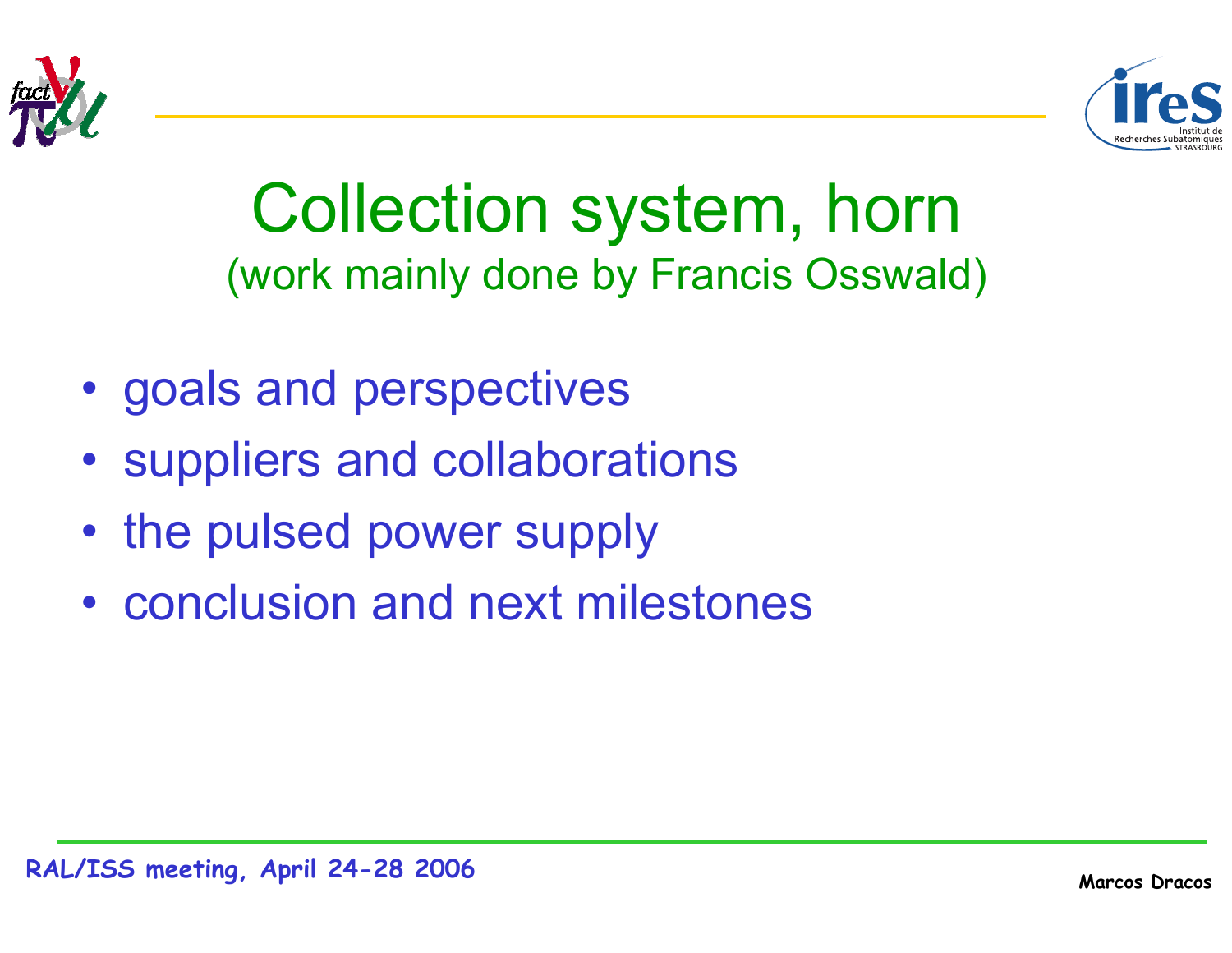# Collection system, horn

(work mainly done by Francis Osswald)

- goals and perspectives
- suppliers and collaborations
- the pulsed power supply
- conclusion and next milestones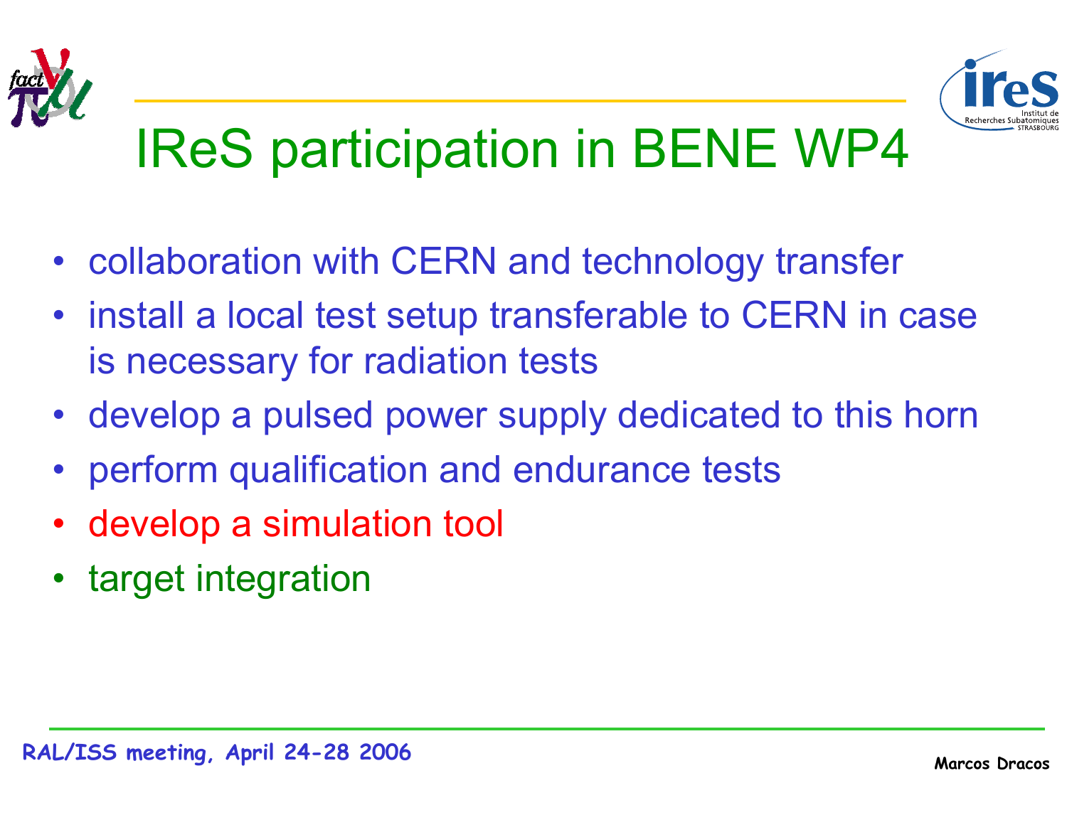# IReS participation in BENE WP4

- collaboration with CERN and technology transfer
- install a local test setup transferable to CERN in case is necessary for radiation tests
- develop a pulsed power supply dedicated to this horn
- perform qualification and endurance tests
- develop a simulation tool
- target integration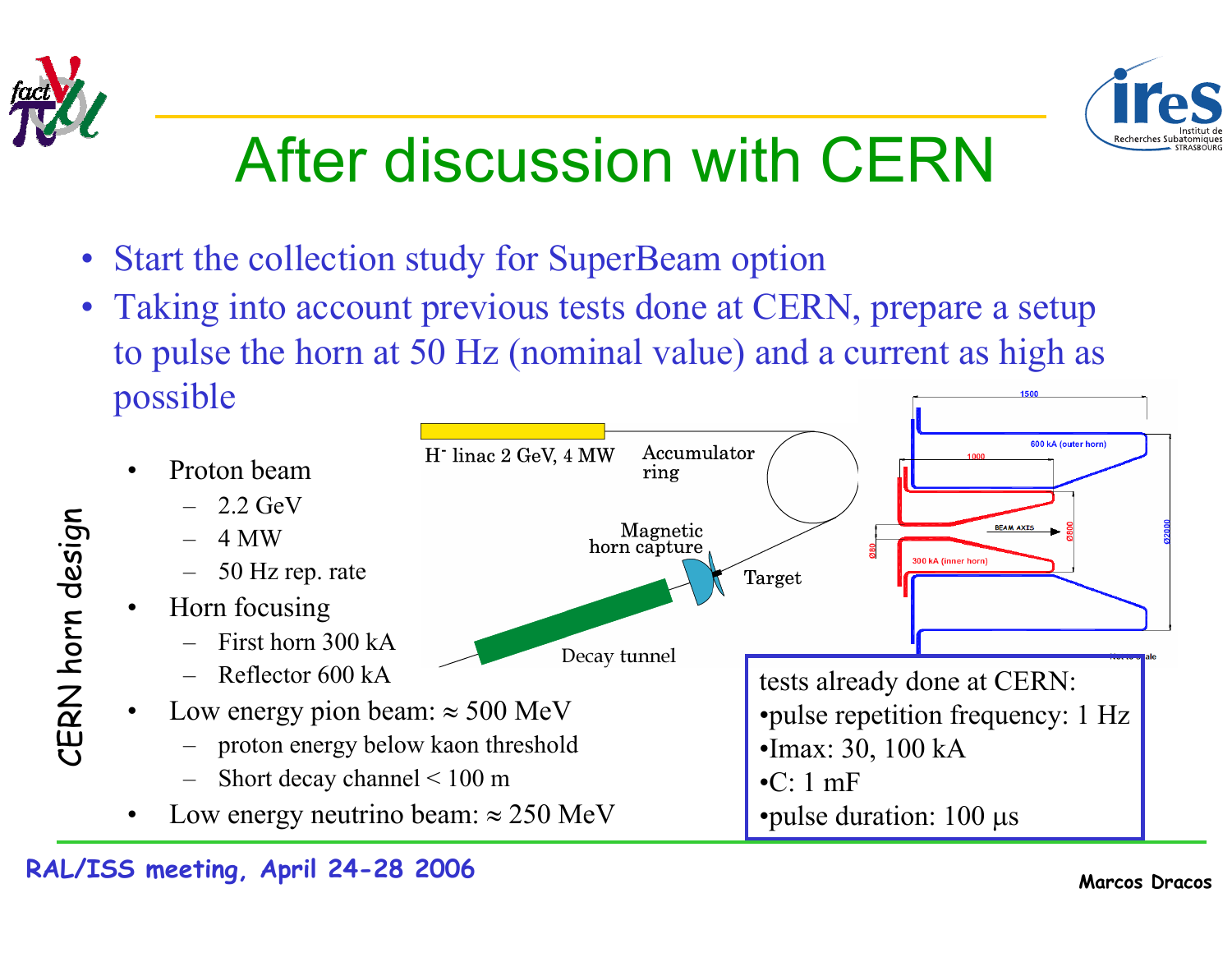# After discussion with CERN

- Start the collection study for SuperBeam option
- Taking into account previous tests done at CERN, prepare a setup to pulse the horn at 50 Hz (nominal value) and a current as high as possible

CERN horn design

- Proton beam
  - 2.2 GeV
  - 4 MW
  - 50 Hz rep. rate
- Horn focusing
  - First horn 300 kA
  - Reflector 600 kA
- Low energy pion beam: ≈ 500 MeV
  - proton energy below kaon threshold
  - Short decay channel < 100 m
- Low energy neutrino beam: ≈ 250 MeV

$H^-$ linac 2 GeV, 4 MW

Accumulator ring

Magnetic horn capture

Target

Decay tunnel

tests already done at CERN:
- pulse repetition frequency: 1 Hz
- Imax: 30, 100 kA
- C: 1 mF
- pulse duration: 100 µs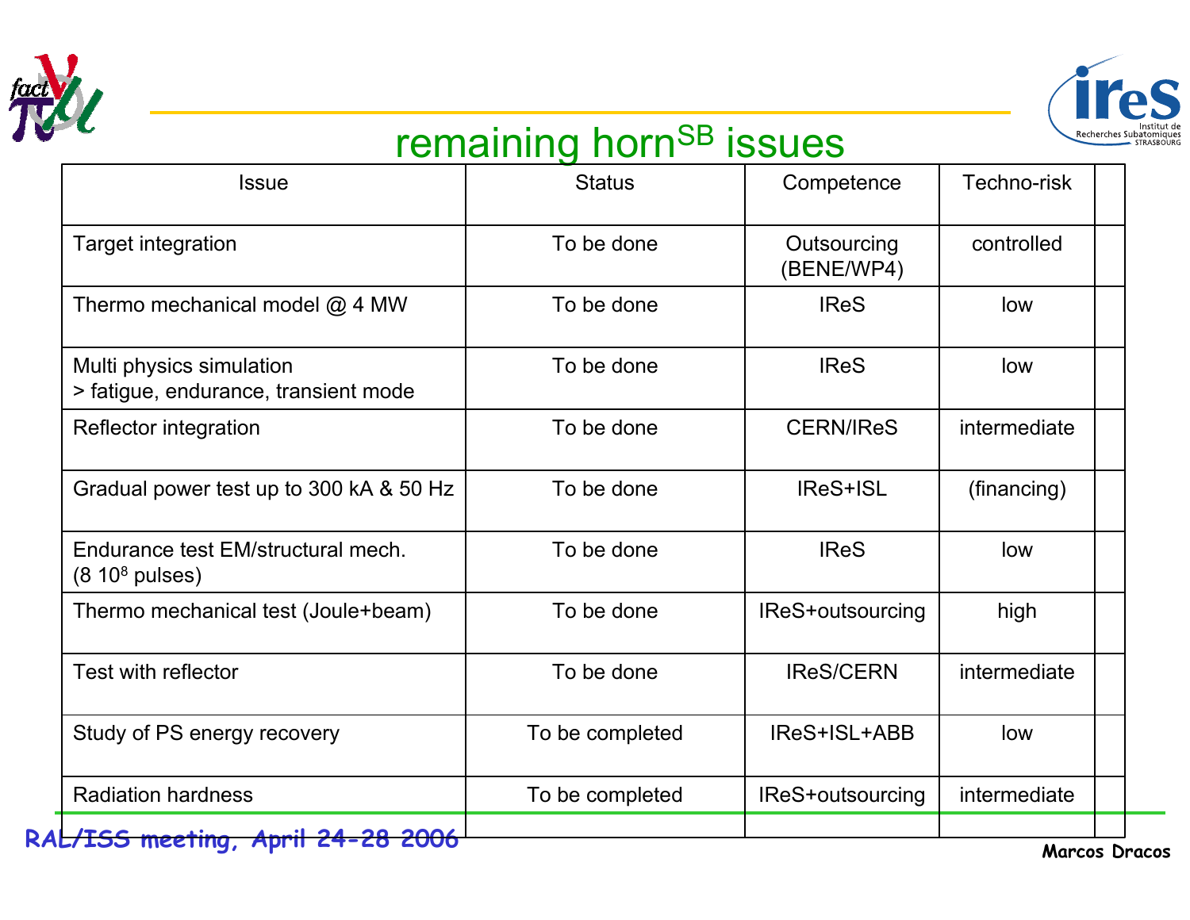# remaining horn$^{SB}$ issues

| Issue | Status | Competence | Techno-risk |
|---|---|---|---|
| Target integration | To be done | Outsourcing (BENE/WP4) | controlled |
| Thermo mechanical model @ 4 MW | To be done | IReS | low |
| Multi physics simulation<br>> fatigue, endurance, transient mode | To be done | IReS | low |
| Reflector integration | To be done | CERN/IReS | intermediate |
| Gradual power test up to 300 kA & 50 Hz | To be done | IReS+ISL | (financing) |
| Endurance test EM/structural mech.<br>($8\ 10^8$ pulses) | To be done | IReS | low |
| Thermo mechanical test (Joule+beam) | To be done | IReS+outsourcing | high |
| Test with reflector | To be done | IReS/CERN | intermediate |
| Study of PS energy recovery | To be completed | IReS+ISL+ABB | low |
| Radiation hardness | To be completed | IReS+outsourcing | intermediate |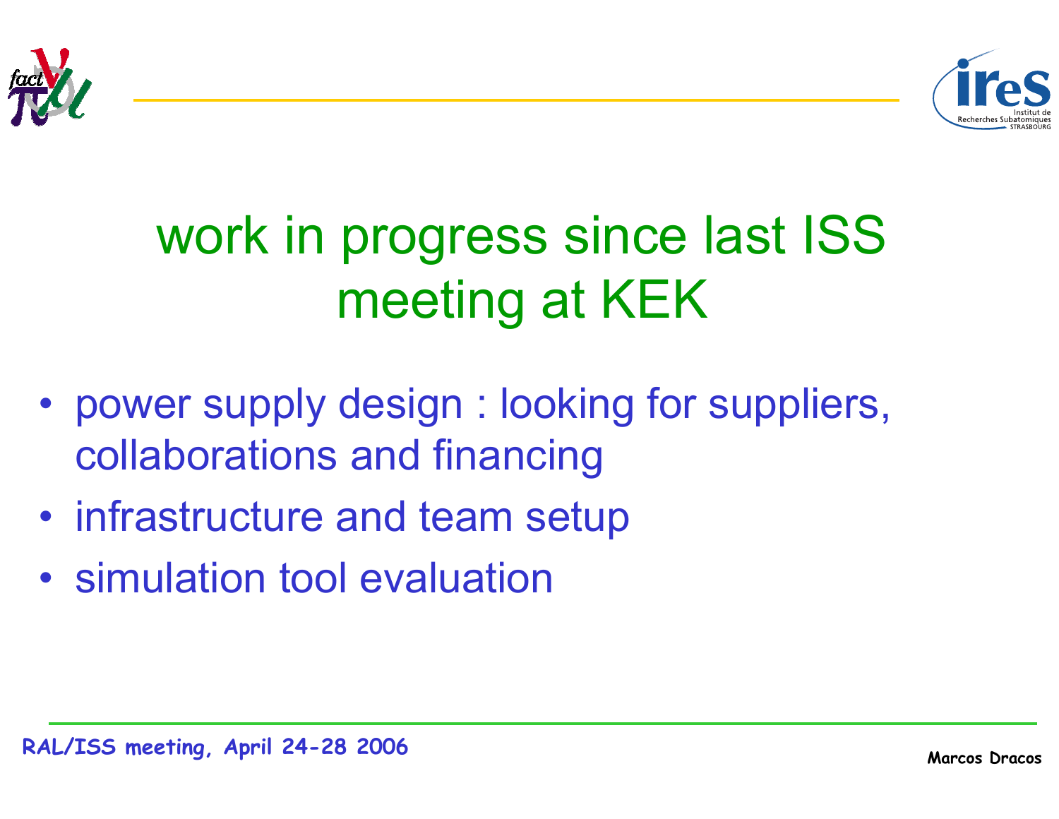# work in progress since last ISS meeting at KEK

- power supply design : looking for suppliers, collaborations and financing
- infrastructure and team setup
- simulation tool evaluation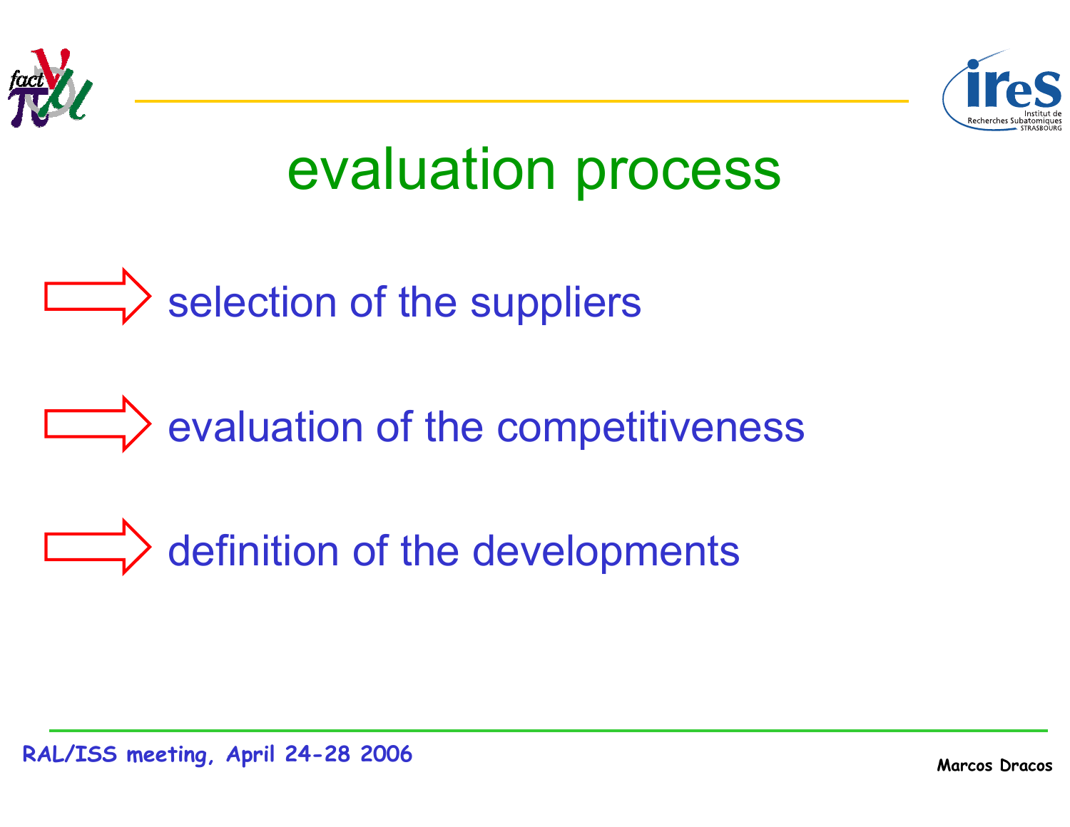# evaluation process

- selection of the suppliers
- evaluation of the competitiveness
- definition of the developments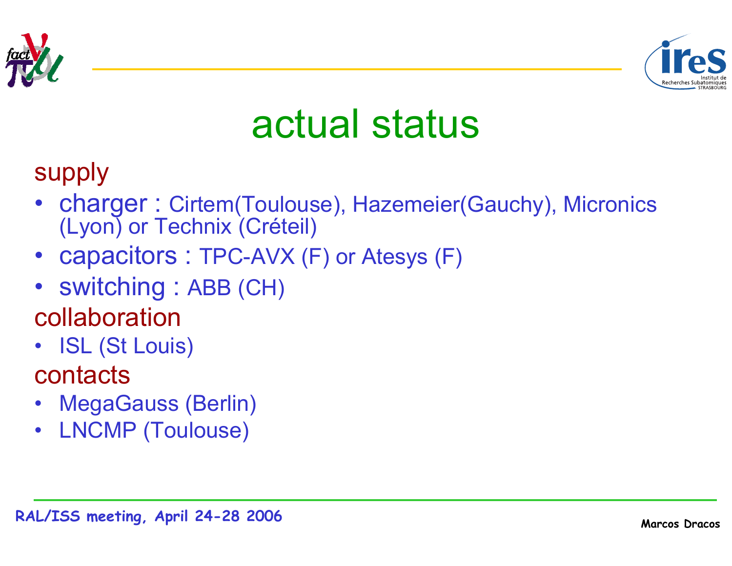# actual status

## supply

- charger : Cirtem(Toulouse), Hazemeier(Gauchy), Micronics (Lyon) or Technix (Créteil)
- capacitors : TPC-AVX (F) or Atesys (F)
- switching : ABB (CH)

## collaboration

- ISL (St Louis)

## contacts

- MegaGauss (Berlin)
- LNCMP (Toulouse)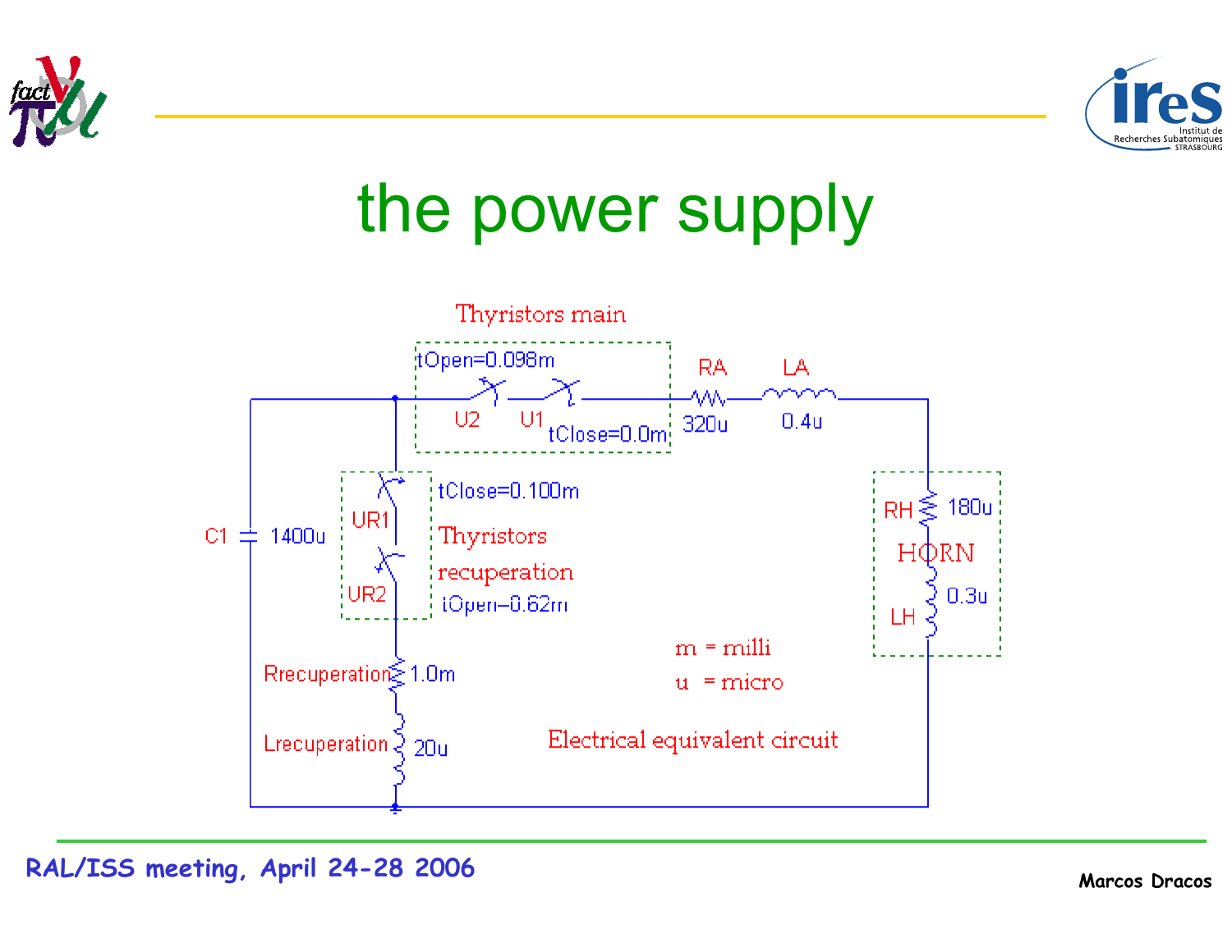# the power supply

Thyristors main

tOpen=0.098m

U2

U1

tClose=0.0m

RA

320u

LA

0.4u

C1

1400u

UR1

UR2

tClose=0.100m

Thyristors

recuperation

tOpen=0.62m

Rrecuperation

1.0m

Lrecuperation

20u

RH

180u

HORN

LH

0.3u

m = milli

u = micro

Electrical equivalent circuit

RAL/ISS meeting, April 24-28 2006

Marcos Dracos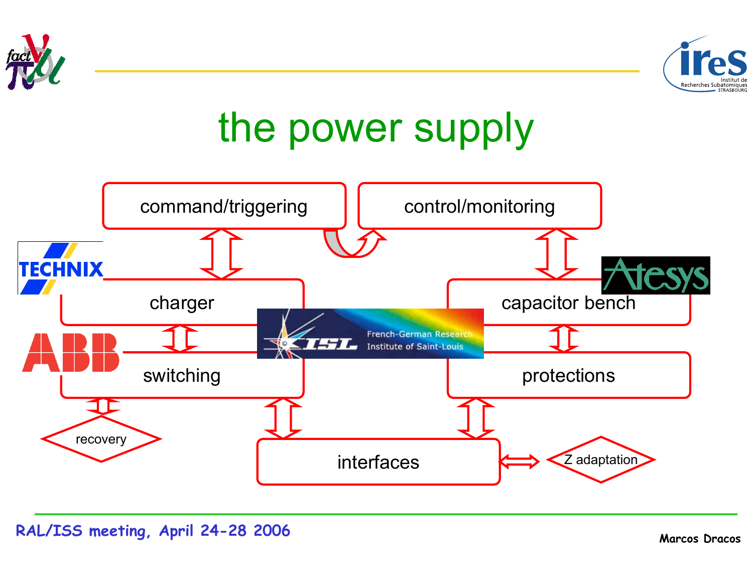# the power supply

command/triggering

control/monitoring

TECHNIX

charger

Atesys

capacitor bench

ABB

switching

French-German Research Institute of Saint-Louis

protections

recovery

interfaces

Z adaptation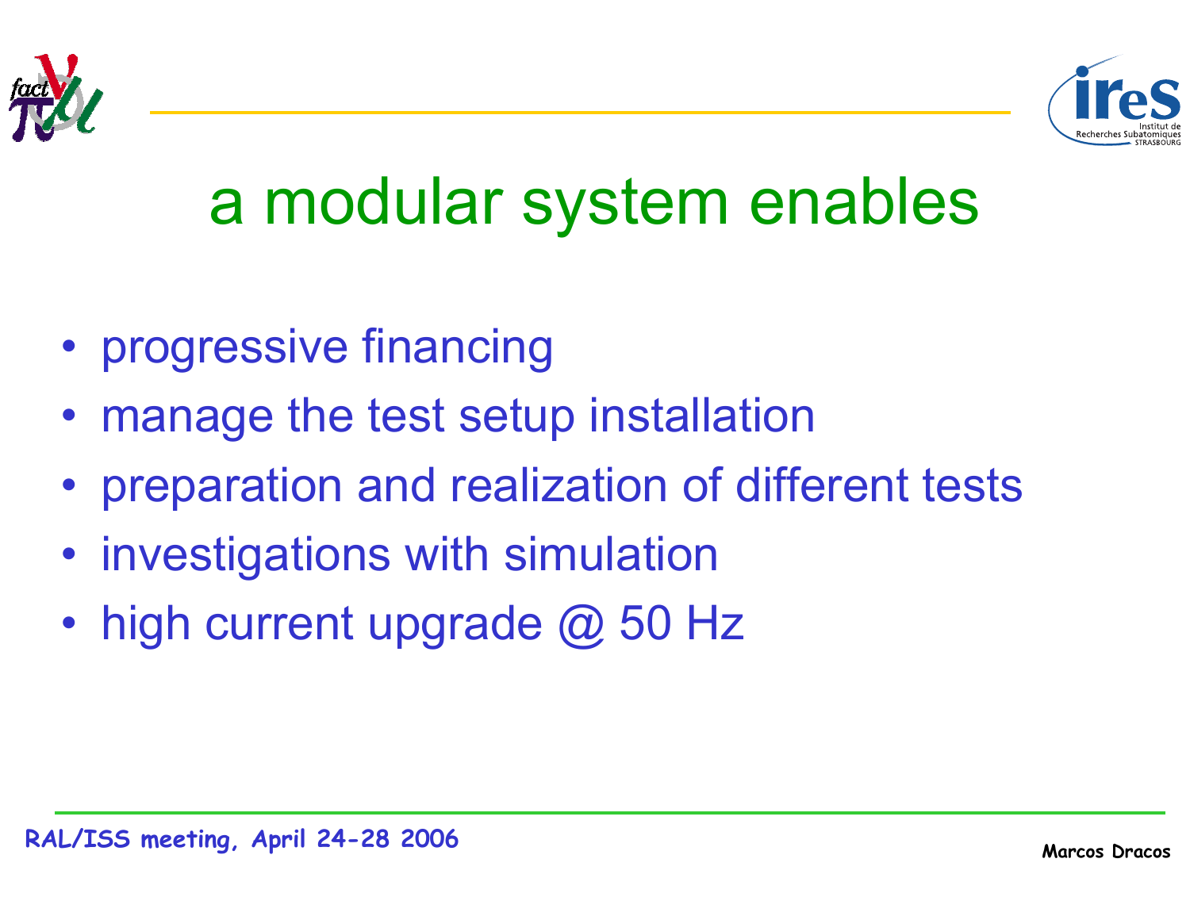# a modular system enables

- progressive financing
- manage the test setup installation
- preparation and realization of different tests
- investigations with simulation
- high current upgrade @ 50 Hz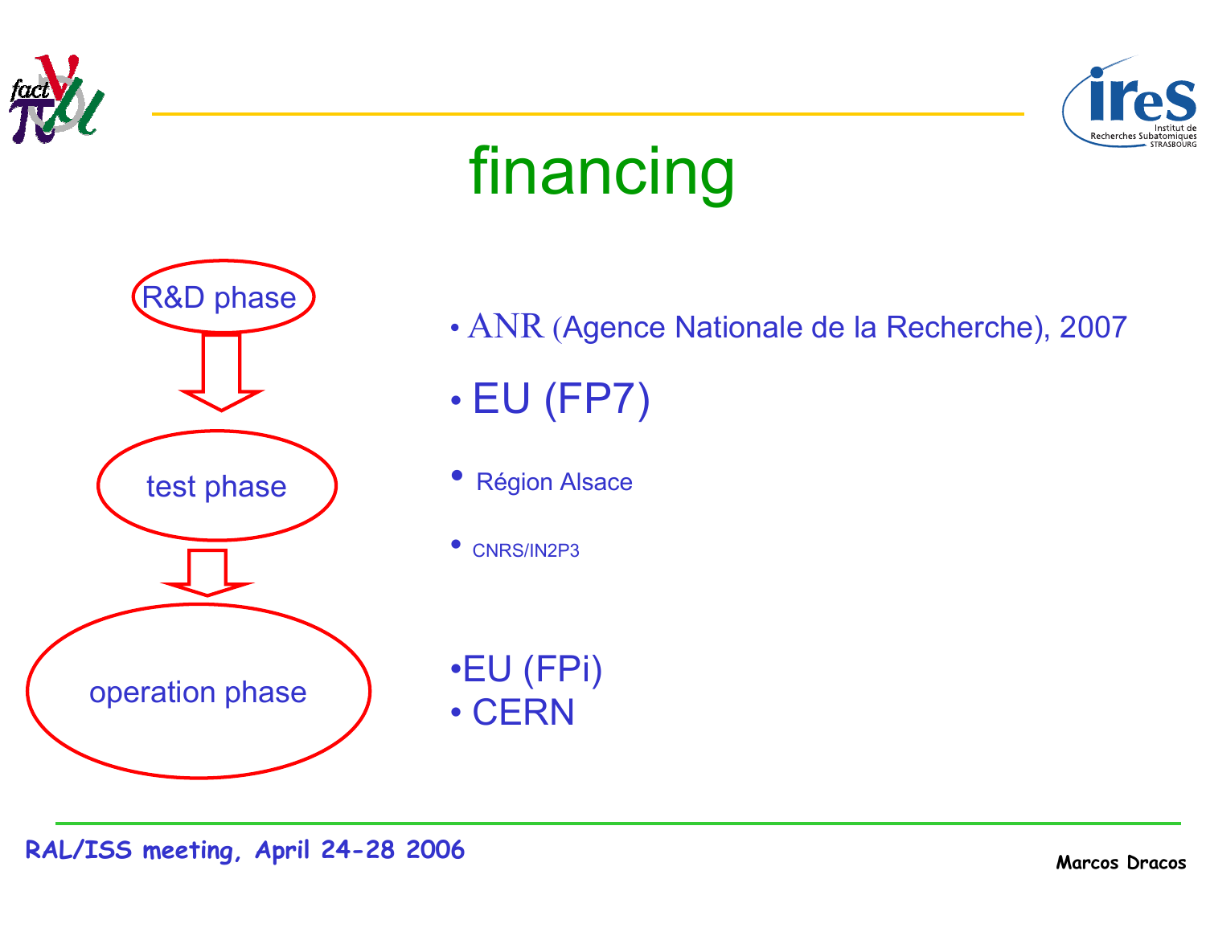# financing

R&D phase

test phase

operation phase

- ANR (Agence Nationale de la Recherche), 2007
- EU (FP7)
- Région Alsace
- CNRS/IN2P3

- EU (FPi)
- CERN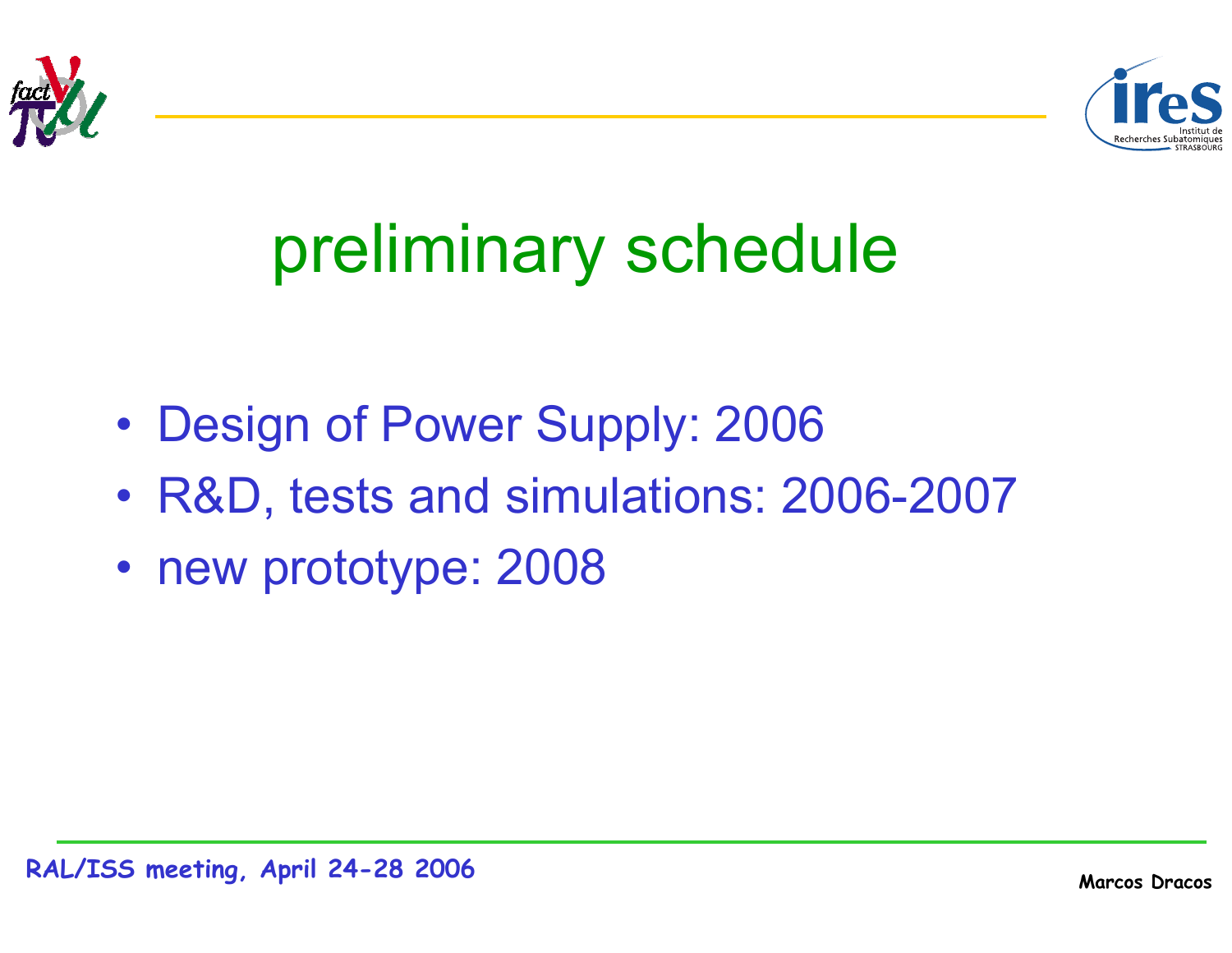# preliminary schedule

- Design of Power Supply: 2006
- R&D, tests and simulations: 2006-2007
- new prototype: 2008